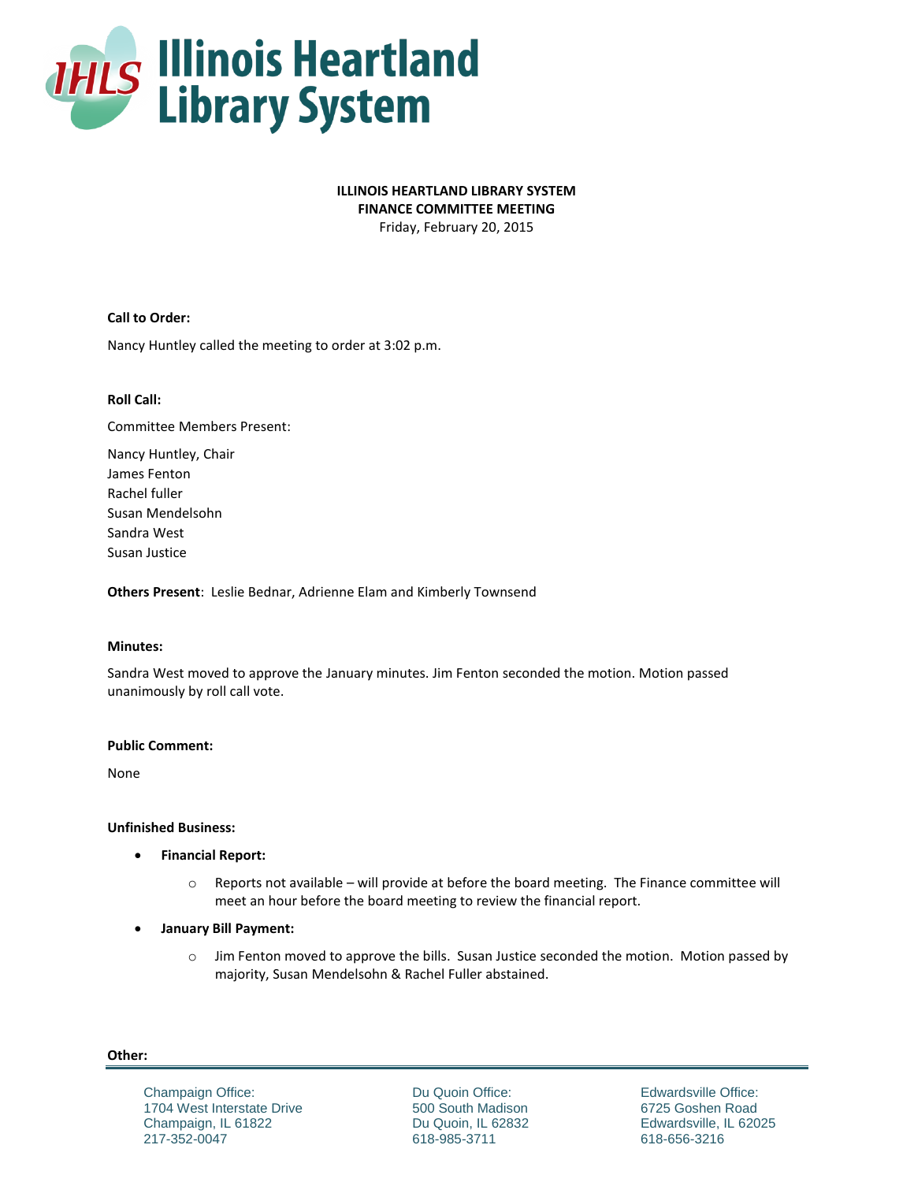# Illinois Heartland Library System

**ILLINOIS HEARTLAND LIBRARY SYSTEM**
**FINANCE COMMITTEE MEETING**
Friday, February 20, 2015

**Call to Order:**

Nancy Huntley called the meeting to order at 3:02 p.m.

**Roll Call:**

Committee Members Present:

Nancy Huntley, Chair
James Fenton
Rachel fuller
Susan Mendelsohn
Sandra West
Susan Justice

**Others Present**: Leslie Bednar, Adrienne Elam and Kimberly Townsend

**Minutes:**

Sandra West moved to approve the January minutes. Jim Fenton seconded the motion. Motion passed unanimously by roll call vote.

**Public Comment:**

None

**Unfinished Business:**

- **Financial Report:**
  - Reports not available – will provide at before the board meeting. The Finance committee will meet an hour before the board meeting to review the financial report.
- **January Bill Payment:**
  - Jim Fenton moved to approve the bills. Susan Justice seconded the motion. Motion passed by majority, Susan Mendelsohn & Rachel Fuller abstained.

**Other:**

Champaign Office:
1704 West Interstate Drive
Champaign, IL 61822
217-352-0047

Du Quoin Office:
500 South Madison
Du Quoin, IL 62832
618-985-3711

Edwardsville Office:
6725 Goshen Road
Edwardsville, IL 62025
618-656-3216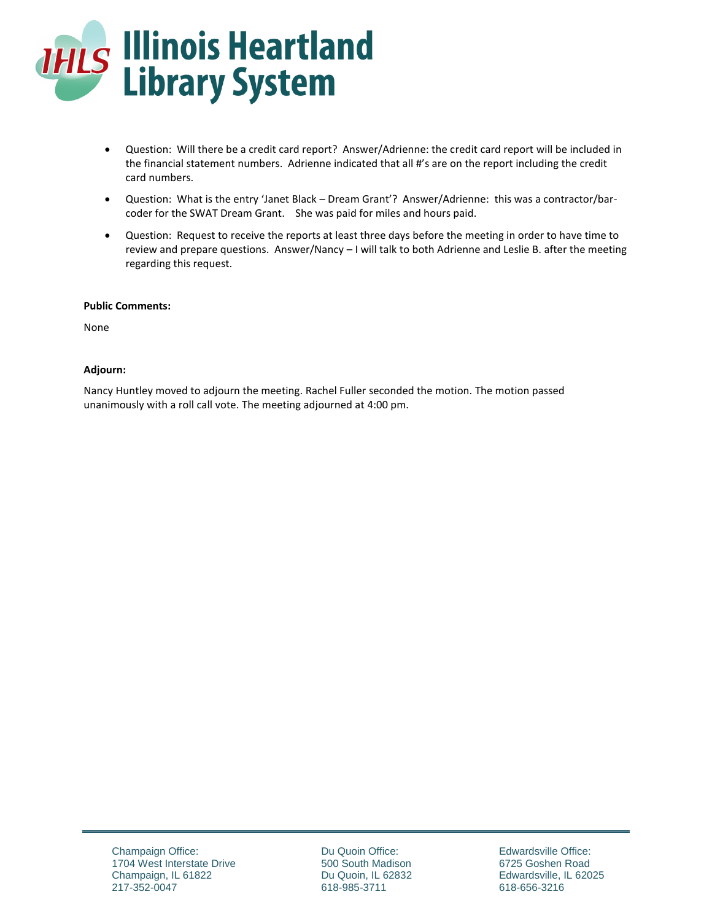- Question: Will there be a credit card report? Answer/Adrienne: the credit card report will be included in the financial statement numbers. Adrienne indicated that all #'s are on the report including the credit card numbers.
- Question: What is the entry 'Janet Black – Dream Grant'? Answer/Adrienne: this was a contractor/bar-coder for the SWAT Dream Grant. She was paid for miles and hours paid.
- Question: Request to receive the reports at least three days before the meeting in order to have time to review and prepare questions. Answer/Nancy – I will talk to both Adrienne and Leslie B. after the meeting regarding this request.

**Public Comments:**

None

**Adjourn:**

Nancy Huntley moved to adjourn the meeting. Rachel Fuller seconded the motion. The motion passed unanimously with a roll call vote. The meeting adjourned at 4:00 pm.